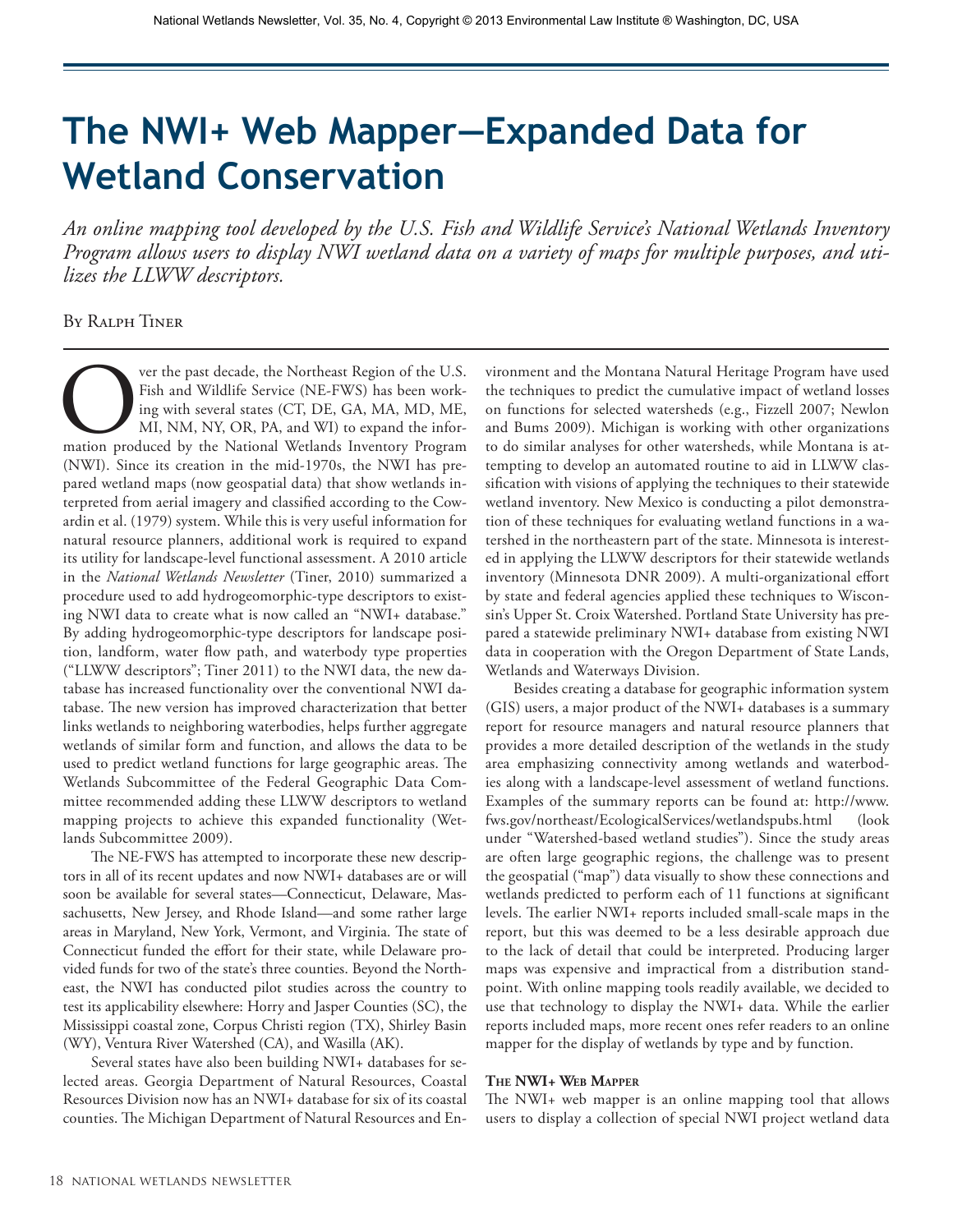# The NWI+ Web Mapper—Expanded Data for Wetland Conservation

*An online mapping tool developed by the U.S. Fish and Wildlife Service's National Wetlands Inventory Program allows users to display NWI wetland data on a variety of maps for multiple purposes, and utilizes the LLWW descriptors.*

By Ralph Tiner

Over the past decade, the Northeast Region of the U.S. Fish and Wildlife Service (NE-FWS) has been working with several states (CT, DE, GA, MA, MD, ME, MI, NM, NY, OR, PA, and WI) to expand the information produced by the National Wetlands Inventory Program (NWI). Since its creation in the mid-1970s, the NWI has prepared wetland maps (now geospatial data) that show wetlands interpreted from aerial imagery and classified according to the Cowardin et al. (1979) system. While this is very useful information for natural resource planners, additional work is required to expand its utility for landscape-level functional assessment. A 2010 article in the *National Wetlands Newsletter* (Tiner, 2010) summarized a procedure used to add hydrogeomorphic-type descriptors to existing NWI data to create what is now called an "NWI+ database." By adding hydrogeomorphic-type descriptors for landscape position, landform, water flow path, and waterbody type properties ("LLWW descriptors"; Tiner 2011) to the NWI data, the new database has increased functionality over the conventional NWI database. The new version has improved characterization that better links wetlands to neighboring waterbodies, helps further aggregate wetlands of similar form and function, and allows the data to be used to predict wetland functions for large geographic areas. The Wetlands Subcommittee of the Federal Geographic Data Committee recommended adding these LLWW descriptors to wetland mapping projects to achieve this expanded functionality (Wetlands Subcommittee 2009).

The NE-FWS has attempted to incorporate these new descriptors in all of its recent updates and now NWI+ databases are or will soon be available for several states—Connecticut, Delaware, Massachusetts, New Jersey, and Rhode Island—and some rather large areas in Maryland, New York, Vermont, and Virginia. The state of Connecticut funded the effort for their state, while Delaware provided funds for two of the state's three counties. Beyond the Northeast, the NWI has conducted pilot studies across the country to test its applicability elsewhere: Horry and Jasper Counties (SC), the Mississippi coastal zone, Corpus Christi region (TX), Shirley Basin (WY), Ventura River Watershed (CA), and Wasilla (AK).

Several states have also been building NWI+ databases for selected areas. Georgia Department of Natural Resources, Coastal Resources Division now has an NWI+ database for six of its coastal counties. The Michigan Department of Natural Resources and Environment and the Montana Natural Heritage Program have used the techniques to predict the cumulative impact of wetland losses on functions for selected watersheds (e.g., Fizzell 2007; Newlon and Bums 2009). Michigan is working with other organizations to do similar analyses for other watersheds, while Montana is attempting to develop an automated routine to aid in LLWW classification with visions of applying the techniques to their statewide wetland inventory. New Mexico is conducting a pilot demonstration of these techniques for evaluating wetland functions in a watershed in the northeastern part of the state. Minnesota is interested in applying the LLWW descriptors for their statewide wetlands inventory (Minnesota DNR 2009). A multi-organizational effort by state and federal agencies applied these techniques to Wisconsin's Upper St. Croix Watershed. Portland State University has prepared a statewide preliminary NWI+ database from existing NWI data in cooperation with the Oregon Department of State Lands, Wetlands and Waterways Division.

Besides creating a database for geographic information system (GIS) users, a major product of the NWI+ databases is a summary report for resource managers and natural resource planners that provides a more detailed description of the wetlands in the study area emphasizing connectivity among wetlands and waterbodies along with a landscape-level assessment of wetland functions. Examples of the summary reports can be found at: http://www.fws.gov/northeast/EcologicalServices/wetlandspubs.html (look under "Watershed-based wetland studies"). Since the study areas are often large geographic regions, the challenge was to present the geospatial ("map") data visually to show these connections and wetlands predicted to perform each of 11 functions at significant levels. The earlier NWI+ reports included small-scale maps in the report, but this was deemed to be a less desirable approach due to the lack of detail that could be interpreted. Producing larger maps was expensive and impractical from a distribution standpoint. With online mapping tools readily available, we decided to use that technology to display the NWI+ data. While the earlier reports included maps, more recent ones refer readers to an online mapper for the display of wetlands by type and by function.

### The NWI+ Web Mapper

The NWI+ web mapper is an online mapping tool that allows users to display a collection of special NWI project wetland data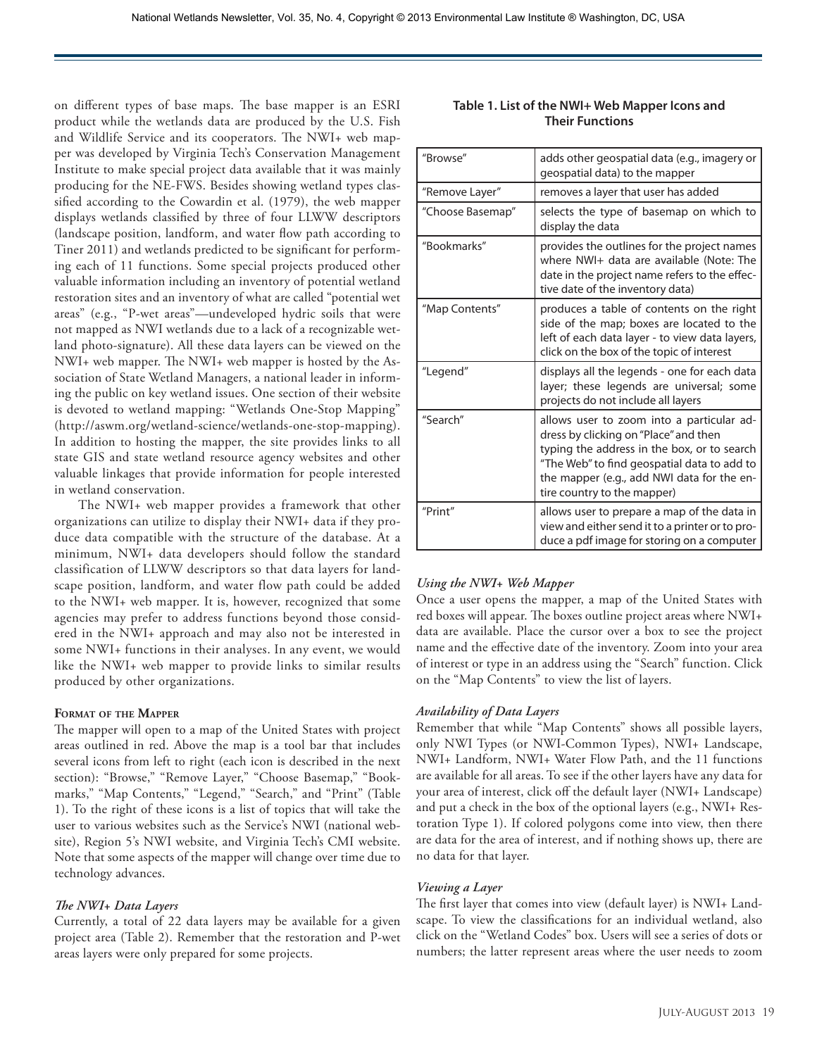on different types of base maps. The base mapper is an ESRI product while the wetlands data are produced by the U.S. Fish and Wildlife Service and its cooperators. The NWI+ web mapper was developed by Virginia Tech's Conservation Management Institute to make special project data available that it was mainly producing for the NE-FWS. Besides showing wetland types classified according to the Cowardin et al. (1979), the web mapper displays wetlands classified by three of four LLWW descriptors (landscape position, landform, and water flow path according to Tiner 2011) and wetlands predicted to be significant for performing each of 11 functions. Some special projects produced other valuable information including an inventory of potential wetland restoration sites and an inventory of what are called "potential wet areas" (e.g., "P-wet areas"—undeveloped hydric soils that were not mapped as NWI wetlands due to a lack of a recognizable wetland photo-signature). All these data layers can be viewed on the NWI+ web mapper. The NWI+ web mapper is hosted by the Association of State Wetland Managers, a national leader in informing the public on key wetland issues. One section of their website is devoted to wetland mapping: "Wetlands One-Stop Mapping" (http://aswm.org/wetland-science/wetlands-one-stop-mapping). In addition to hosting the mapper, the site provides links to all state GIS and state wetland resource agency websites and other valuable linkages that provide information for people interested in wetland conservation.

The NWI+ web mapper provides a framework that other organizations can utilize to display their NWI+ data if they produce data compatible with the structure of the database. At a minimum, NWI+ data developers should follow the standard classification of LLWW descriptors so that data layers for landscape position, landform, and water flow path could be added to the NWI+ web mapper. It is, however, recognized that some agencies may prefer to address functions beyond those considered in the NWI+ approach and may also not be interested in some NWI+ functions in their analyses. In any event, we would like the NWI+ web mapper to provide links to similar results produced by other organizations.

## Format of the Mapper

The mapper will open to a map of the United States with project areas outlined in red. Above the map is a tool bar that includes several icons from left to right (each icon is described in the next section): "Browse," "Remove Layer," "Choose Basemap," "Bookmarks," "Map Contents," "Legend," "Search," and "Print" (Table 1). To the right of these icons is a list of topics that will take the user to various websites such as the Service's NWI (national website), Region 5's NWI website, and Virginia Tech's CMI website. Note that some aspects of the mapper will change over time due to technology advances.

### *The NWI+ Data Layers*

Currently, a total of 22 data layers may be available for a given project area (Table 2). Remember that the restoration and P-wet areas layers were only prepared for some projects.

**Table 1. List of the NWI+ Web Mapper Icons and Their Functions**

| Icon | Function |
|---|---|
| "Browse" | adds other geospatial data (e.g., imagery or geospatial data) to the mapper |
| "Remove Layer" | removes a layer that user has added |
| "Choose Basemap" | selects the type of basemap on which to display the data |
| "Bookmarks" | provides the outlines for the project names where NWI+ data are available (Note: The date in the project name refers to the effective date of the inventory data) |
| "Map Contents" | produces a table of contents on the right side of the map; boxes are located to the left of each data layer - to view data layers, click on the box of the topic of interest |
| "Legend" | displays all the legends - one for each data layer; these legends are universal; some projects do not include all layers |
| "Search" | allows user to zoom into a particular address by clicking on "Place" and then typing the address in the box, or to search "The Web" to find geospatial data to add to the mapper (e.g., add NWI data for the entire country to the mapper) |
| "Print" | allows user to prepare a map of the data in view and either send it to a printer or to produce a pdf image for storing on a computer |

### *Using the NWI+ Web Mapper*

Once a user opens the mapper, a map of the United States with red boxes will appear. The boxes outline project areas where NWI+ data are available. Place the cursor over a box to see the project name and the effective date of the inventory. Zoom into your area of interest or type in an address using the "Search" function. Click on the "Map Contents" to view the list of layers.

### *Availability of Data Layers*

Remember that while "Map Contents" shows all possible layers, only NWI Types (or NWI-Common Types), NWI+ Landscape, NWI+ Landform, NWI+ Water Flow Path, and the 11 functions are available for all areas. To see if the other layers have any data for your area of interest, click off the default layer (NWI+ Landscape) and put a check in the box of the optional layers (e.g., NWI+ Restoration Type 1). If colored polygons come into view, then there are data for the area of interest, and if nothing shows up, there are no data for that layer.

### *Viewing a Layer*

The first layer that comes into view (default layer) is NWI+ Landscape. To view the classifications for an individual wetland, also click on the "Wetland Codes" box. Users will see a series of dots or numbers; the latter represent areas where the user needs to zoom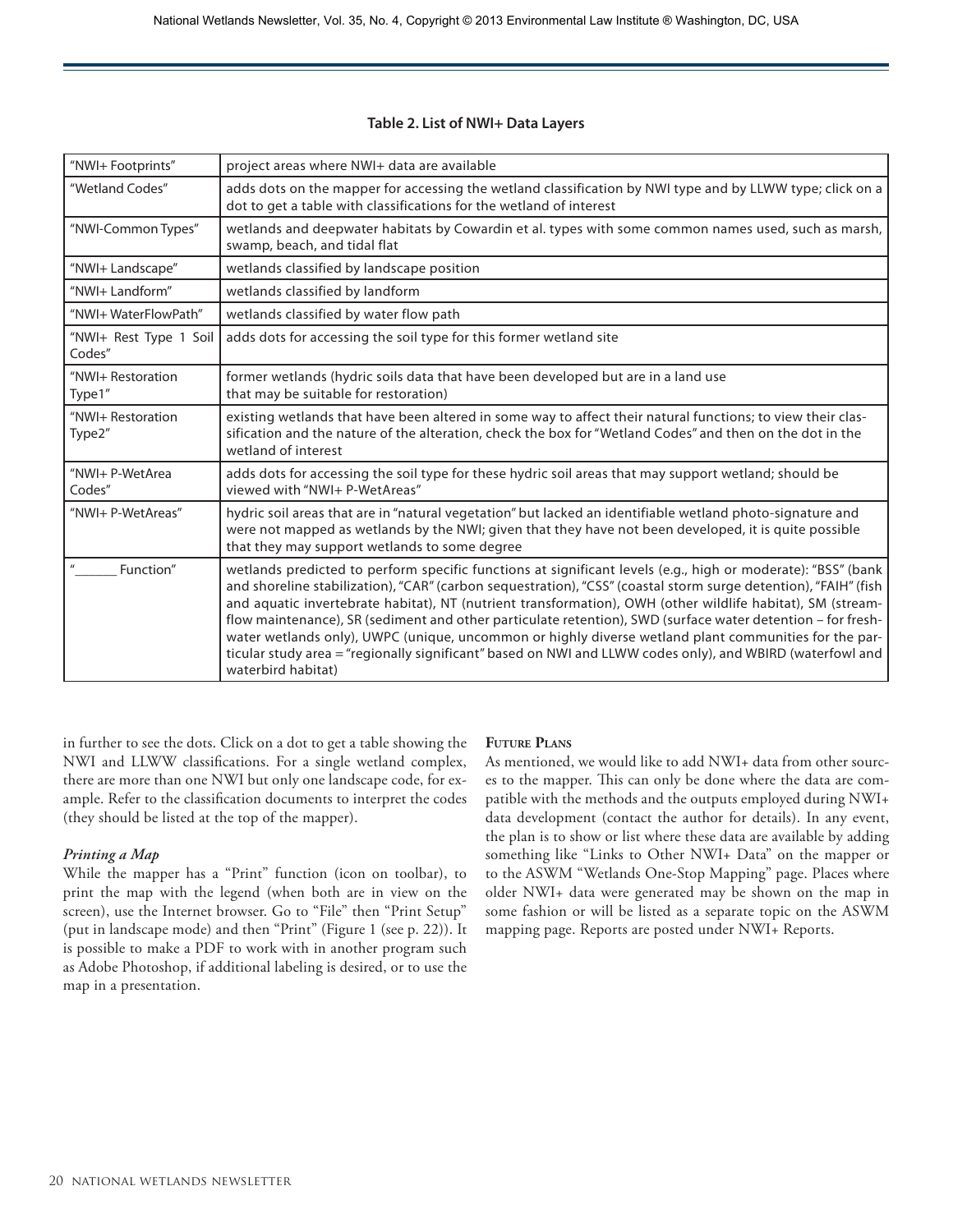**Table 2. List of NWI+ Data Layers**

| Layer | Description |
|---|---|
| "NWI+ Footprints" | project areas where NWI+ data are available |
| "Wetland Codes" | adds dots on the mapper for accessing the wetland classification by NWI type and by LLWW type; click on a dot to get a table with classifications for the wetland of interest |
| "NWI-Common Types" | wetlands and deepwater habitats by Cowardin et al. types with some common names used, such as marsh, swamp, beach, and tidal flat |
| "NWI+ Landscape" | wetlands classified by landscape position |
| "NWI+ Landform" | wetlands classified by landform |
| "NWI+ WaterFlowPath" | wetlands classified by water flow path |
| "NWI+ Rest Type 1 Soil Codes" | adds dots for accessing the soil type for this former wetland site |
| "NWI+ Restoration Type1" | former wetlands (hydric soils data that have been developed but are in a land use that may be suitable for restoration) |
| "NWI+ Restoration Type2" | existing wetlands that have been altered in some way to affect their natural functions; to view their classification and the nature of the alteration, check the box for "Wetland Codes" and then on the dot in the wetland of interest |
| "NWI+ P-WetArea Codes" | adds dots for accessing the soil type for these hydric soil areas that may support wetland; should be viewed with "NWI+ P-WetAreas" |
| "NWI+ P-WetAreas" | hydric soil areas that are in "natural vegetation" but lacked an identifiable wetland photo-signature and were not mapped as wetlands by the NWI; given that they have not been developed, it is quite possible that they may support wetlands to some degree |
| "______ Function" | wetlands predicted to perform specific functions at significant levels (e.g., high or moderate): "BSS" (bank and shoreline stabilization), "CAR" (carbon sequestration), "CSS" (coastal storm surge detention), "FAIH" (fish and aquatic invertebrate habitat), NT (nutrient transformation), OWH (other wildlife habitat), SM (streamflow maintenance), SR (sediment and other particulate retention), SWD (surface water detention – for freshwater wetlands only), UWPC (unique, uncommon or highly diverse wetland plant communities for the particular study area = "regionally significant" based on NWI and LLWW codes only), and WBIRD (waterfowl and waterbird habitat) |

in further to see the dots. Click on a dot to get a table showing the NWI and LLWW classifications. For a single wetland complex, there are more than one NWI but only one landscape code, for example. Refer to the classification documents to interpret the codes (they should be listed at the top of the mapper).

### *Printing a Map*

While the mapper has a "Print" function (icon on toolbar), to print the map with the legend (when both are in view on the screen), use the Internet browser. Go to "File" then "Print Setup" (put in landscape mode) and then "Print" (Figure 1 (see p. 22)). It is possible to make a PDF to work with in another program such as Adobe Photoshop, if additional labeling is desired, or to use the map in a presentation.

### Future Plans

As mentioned, we would like to add NWI+ data from other sources to the mapper. This can only be done where the data are compatible with the methods and the outputs employed during NWI+ data development (contact the author for details). In any event, the plan is to show or list where these data are available by adding something like "Links to Other NWI+ Data" on the mapper or to the ASWM "Wetlands One-Stop Mapping" page. Places where older NWI+ data were generated may be shown on the map in some fashion or will be listed as a separate topic on the ASWM mapping page. Reports are posted under NWI+ Reports.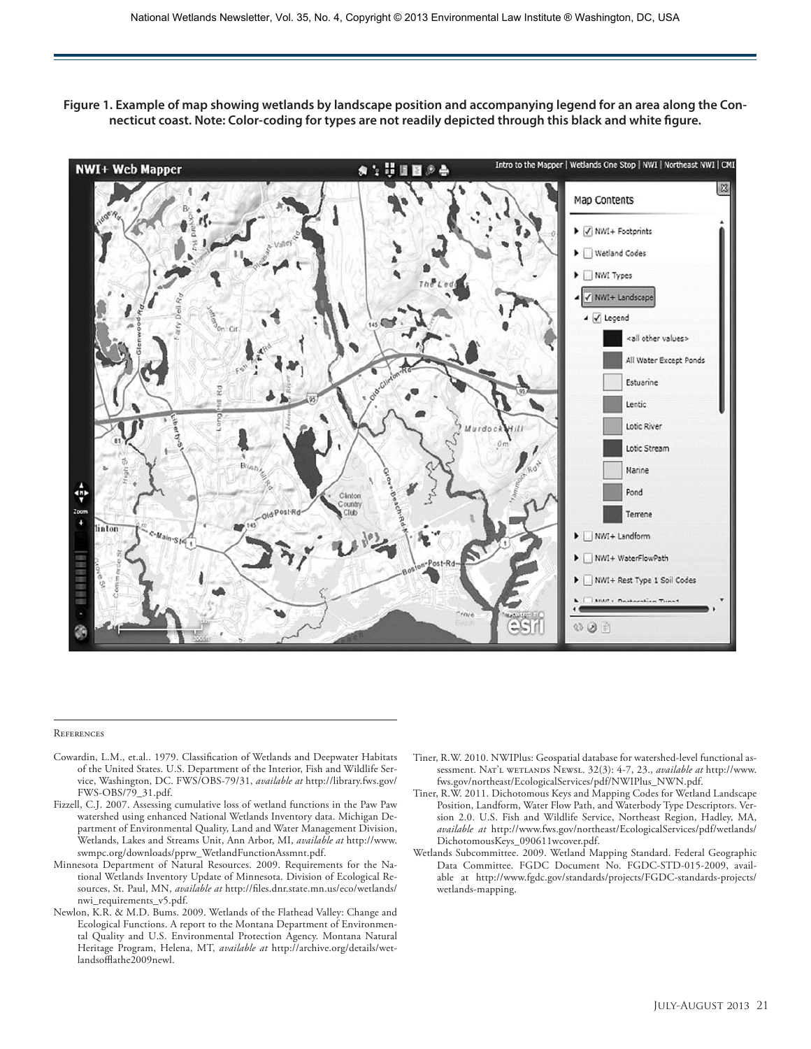**Figure 1. Example of map showing wetlands by landscape position and accompanying legend for an area along the Connecticut coast. Note: Color-coding for types are not readily depicted through this black and white figure.**

NWI+ Web Mapper

Intro to the Mapper | Wetlands One Stop | NWI | Northeast NWI | CMI

Map Contents

NWI+ Footprints

Wetland Codes

NWI Types

NWI+ Landscape

Legend

<all other values>

All Water Except Ponds

Estuarine

Lentic

Lotic River

Lotic Stream

Marine

Pond

Terrene

NWI+ Landform

NWI+ WaterFlowPath

NWI+ Rest Type 1 Soil Codes

## References

Cowardin, L.M., et.al.. 1979. Classification of Wetlands and Deepwater Habitats of the United States. U.S. Department of the Interior, Fish and Wildlife Service, Washington, DC. FWS/OBS-79/31, *available at* http://library.fws.gov/FWS-OBS/79_31.pdf.

Fizzell, C.J. 2007. Assessing cumulative loss of wetland functions in the Paw Paw watershed using enhanced National Wetlands Inventory data. Michigan Department of Environmental Quality, Land and Water Management Division, Wetlands, Lakes and Streams Unit, Ann Arbor, MI, *available at* http://www.swmpc.org/downloads/pprw_WetlandFunctionAssmnt.pdf.

Minnesota Department of Natural Resources. 2009. Requirements for the National Wetlands Inventory Update of Minnesota. Division of Ecological Resources, St. Paul, MN, *available at* http://files.dnr.state.mn.us/eco/wetlands/nwi_requirements_v5.pdf.

Newlon, K.R. & M.D. Bums. 2009. Wetlands of the Flathead Valley: Change and Ecological Functions. A report to the Montana Department of Environmental Quality and U.S. Environmental Protection Agency. Montana Natural Heritage Program, Helena, MT, *available at* http://archive.org/details/wetlandsofflathe2009newl.

Tiner, R.W. 2010. NWIPlus: Geospatial database for watershed-level functional assessment. Nat'l Wetlands Newsl. 32(3): 4-7, 23., *available at* http://www.fws.gov/northeast/EcologicalServices/pdf/NWIPlus_NWN.pdf.

Tiner, R.W. 2011. Dichotomous Keys and Mapping Codes for Wetland Landscape Position, Landform, Water Flow Path, and Waterbody Type Descriptors. Version 2.0. U.S. Fish and Wildlife Service, Northeast Region, Hadley, MA, *available at* http://www.fws.gov/northeast/EcologicalServices/pdf/wetlands/DichotomousKeys_090611wcover.pdf.

Wetlands Subcommittee. 2009. Wetland Mapping Standard. Federal Geographic Data Committee. FGDC Document No. FGDC-STD-015-2009, available at http://www.fgdc.gov/standards/projects/FGDC-standards-projects/wetlands-mapping.